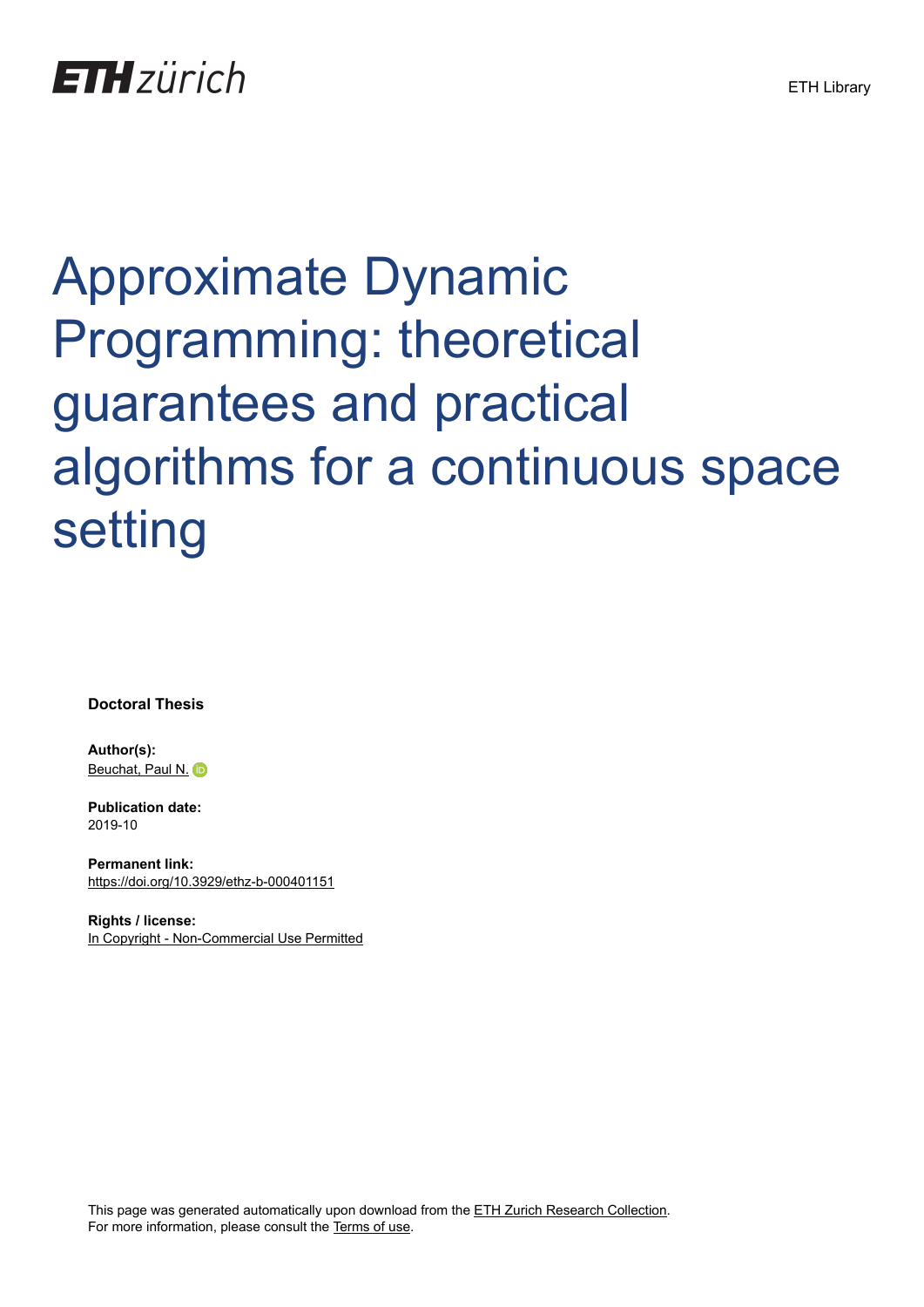ETH zürich

ETH Library

# Approximate Dynamic Programming: theoretical guarantees and practical algorithms for a continuous space setting

**Doctoral Thesis**

**Author(s):**
Beuchat, Paul N.

**Publication date:**
2019-10

**Permanent link:**
https://doi.org/10.3929/ethz-b-000401151

**Rights / license:**
In Copyright - Non-Commercial Use Permitted

This page was generated automatically upon download from the ETH Zurich Research Collection.
For more information, please consult the Terms of use.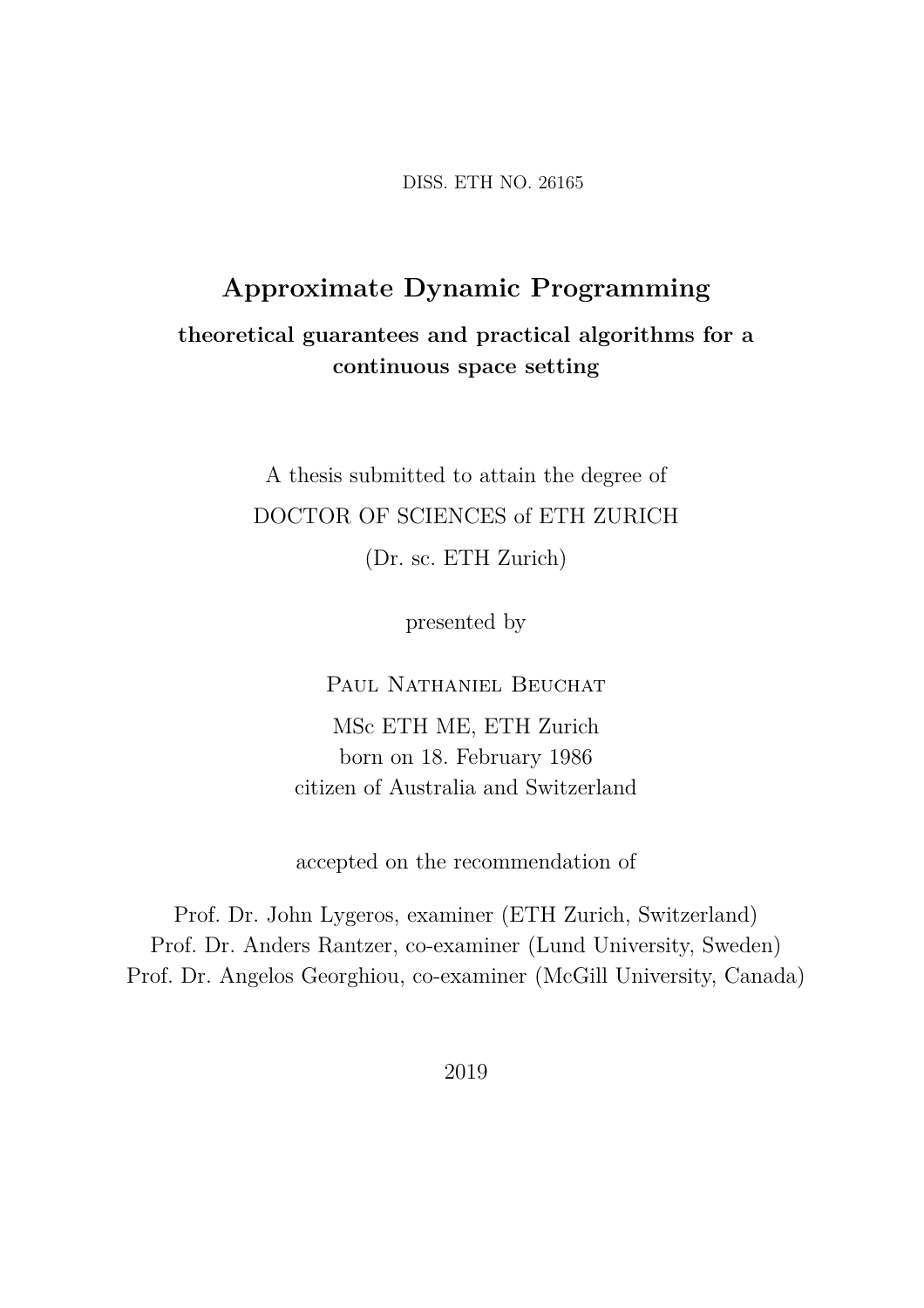DISS. ETH NO. 26165

# Approximate Dynamic Programming

**theoretical guarantees and practical algorithms for a continuous space setting**

A thesis submitted to attain the degree of

DOCTOR OF SCIENCES of ETH ZURICH

(Dr. sc. ETH Zurich)

presented by

Paul Nathaniel Beuchat

MSc ETH ME, ETH Zurich
born on 18. February 1986
citizen of Australia and Switzerland

accepted on the recommendation of

Prof. Dr. John Lygeros, examiner (ETH Zurich, Switzerland)
Prof. Dr. Anders Rantzer, co-examiner (Lund University, Sweden)
Prof. Dr. Angelos Georghiou, co-examiner (McGill University, Canada)

2019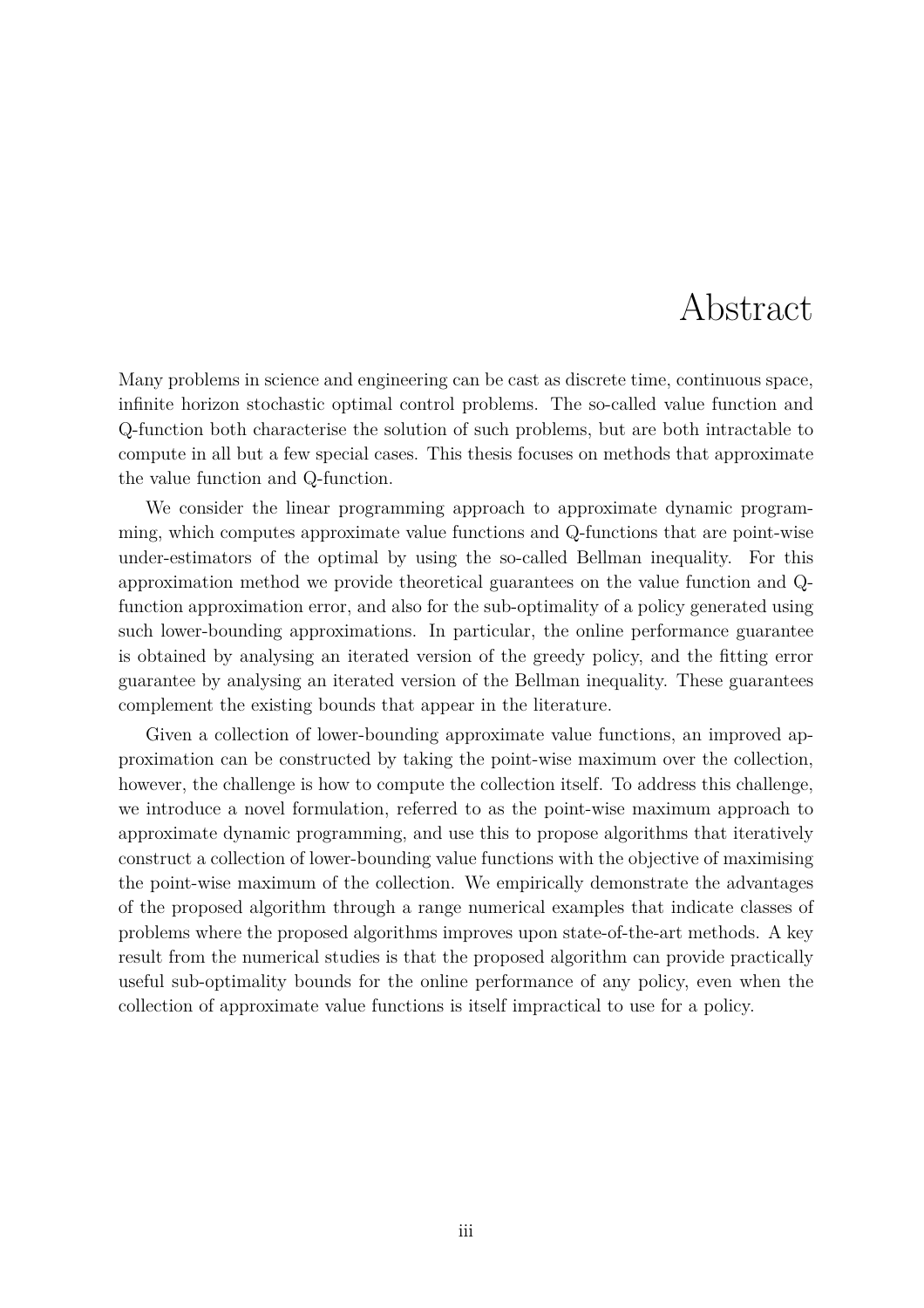# Abstract

Many problems in science and engineering can be cast as discrete time, continuous space, infinite horizon stochastic optimal control problems. The so-called value function and Q-function both characterise the solution of such problems, but are both intractable to compute in all but a few special cases. This thesis focuses on methods that approximate the value function and Q-function.

We consider the linear programming approach to approximate dynamic programming, which computes approximate value functions and Q-functions that are point-wise under-estimators of the optimal by using the so-called Bellman inequality. For this approximation method we provide theoretical guarantees on the value function and Q-function approximation error, and also for the sub-optimality of a policy generated using such lower-bounding approximations. In particular, the online performance guarantee is obtained by analysing an iterated version of the greedy policy, and the fitting error guarantee by analysing an iterated version of the Bellman inequality. These guarantees complement the existing bounds that appear in the literature.

Given a collection of lower-bounding approximate value functions, an improved approximation can be constructed by taking the point-wise maximum over the collection, however, the challenge is how to compute the collection itself. To address this challenge, we introduce a novel formulation, referred to as the point-wise maximum approach to approximate dynamic programming, and use this to propose algorithms that iteratively construct a collection of lower-bounding value functions with the objective of maximising the point-wise maximum of the collection. We empirically demonstrate the advantages of the proposed algorithm through a range numerical examples that indicate classes of problems where the proposed algorithms improves upon state-of-the-art methods. A key result from the numerical studies is that the proposed algorithm can provide practically useful sub-optimality bounds for the online performance of any policy, even when the collection of approximate value functions is itself impractical to use for a policy.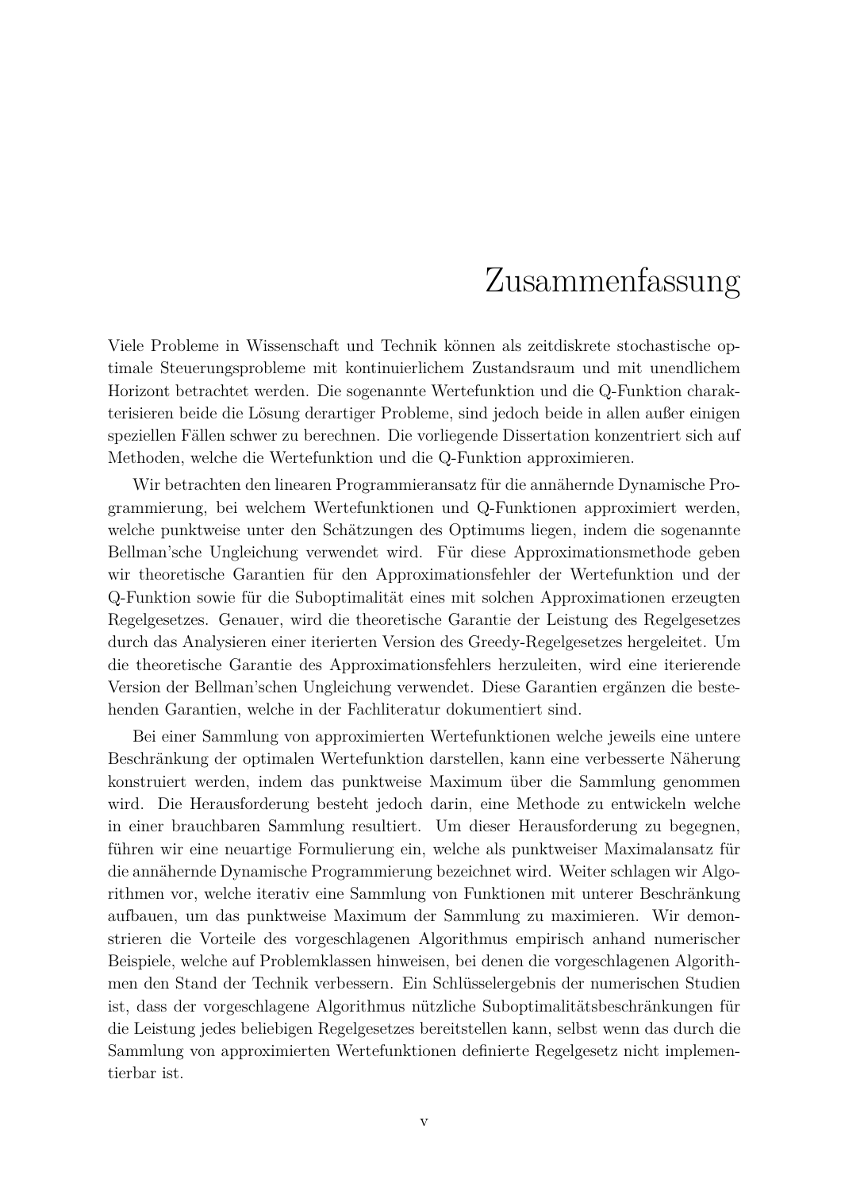# Zusammenfassung

Viele Probleme in Wissenschaft und Technik können als zeitdiskrete stochastische optimale Steuerungsprobleme mit kontinuierlichem Zustandsraum und mit unendlichem Horizont betrachtet werden. Die sogenannte Wertefunktion und die Q-Funktion charakterisieren beide die Lösung derartiger Probleme, sind jedoch beide in allen außer einigen speziellen Fällen schwer zu berechnen. Die vorliegende Dissertation konzentriert sich auf Methoden, welche die Wertefunktion und die Q-Funktion approximieren.

Wir betrachten den linearen Programmieransatz für die annähernde Dynamische Programmierung, bei welchem Wertefunktionen und Q-Funktionen approximiert werden, welche punktweise unter den Schätzungen des Optimums liegen, indem die sogenannte Bellman'sche Ungleichung verwendet wird. Für diese Approximationsmethode geben wir theoretische Garantien für den Approximationsfehler der Wertefunktion und der Q-Funktion sowie für die Suboptimalität eines mit solchen Approximationen erzeugten Regelgesetzes. Genauer, wird die theoretische Garantie der Leistung des Regelgesetzes durch das Analysieren einer iterierten Version des Greedy-Regelgesetzes hergeleitet. Um die theoretische Garantie des Approximationsfehlers herzuleiten, wird eine iterierende Version der Bellman'schen Ungleichung verwendet. Diese Garantien ergänzen die bestehenden Garantien, welche in der Fachliteratur dokumentiert sind.

Bei einer Sammlung von approximierten Wertefunktionen welche jeweils eine untere Beschränkung der optimalen Wertefunktion darstellen, kann eine verbesserte Näherung konstruiert werden, indem das punktweise Maximum über die Sammlung genommen wird. Die Herausforderung besteht jedoch darin, eine Methode zu entwickeln welche in einer brauchbaren Sammlung resultiert. Um dieser Herausforderung zu begegnen, führen wir eine neuartige Formulierung ein, welche als punktweiser Maximalansatz für die annähernde Dynamische Programmierung bezeichnet wird. Weiter schlagen wir Algorithmen vor, welche iterativ eine Sammlung von Funktionen mit unterer Beschränkung aufbauen, um das punktweise Maximum der Sammlung zu maximieren. Wir demonstrieren die Vorteile des vorgeschlagenen Algorithmus empirisch anhand numerischer Beispiele, welche auf Problemklassen hinweisen, bei denen die vorgeschlagenen Algorithmen den Stand der Technik verbessern. Ein Schlüsselergebnis der numerischen Studien ist, dass der vorgeschlagene Algorithmus nützliche Suboptimalitätsbeschränkungen für die Leistung jedes beliebigen Regelgesetzes bereitstellen kann, selbst wenn das durch die Sammlung von approximierten Wertefunktionen definierte Regelgesetz nicht implementierbar ist.